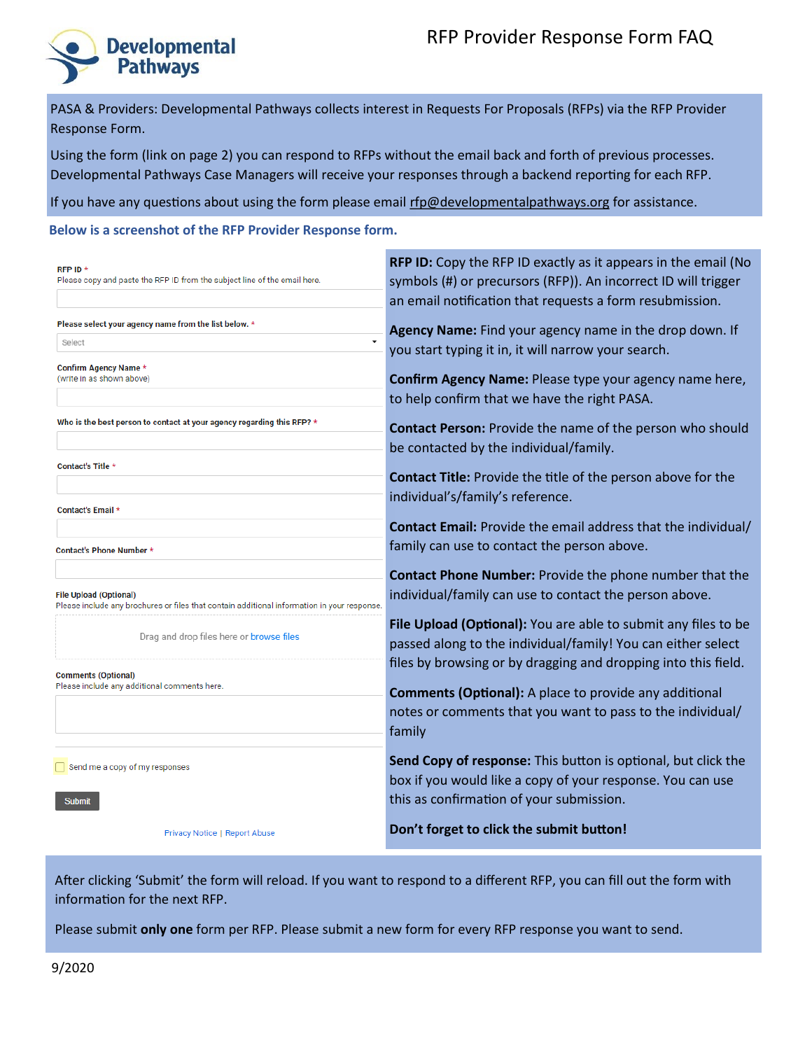Developmental Pathways

# RFP Provider Response Form FAQ

PASA & Providers: Developmental Pathways collects interest in Requests For Proposals (RFPs) via the RFP Provider Response Form.

Using the form (link on page 2) you can respond to RFPs without the email back and forth of previous processes. Developmental Pathways Case Managers will receive your responses through a backend reporting for each RFP.

If you have any questions about using the form please email rfp@developmentalpathways.org for assistance.

## Below is a screenshot of the RFP Provider Response form.

RFP ID *
Please copy and paste the RFP ID from the subject line of the email here.

Please select your agency name from the list below. *
Select

Confirm Agency Name *
(write in as shown above)

Who is the best person to contact at your agency regarding this RFP? *

Contact's Title *

Contact's Email *

Contact's Phone Number *

File Upload (Optional)
Please include any brochures or files that contain additional information in your response.
Drag and drop files here or browse files

Comments (Optional)
Please include any additional comments here.

Send me a copy of my responses

Submit

Privacy Notice | Report Abuse

**RFP ID:** Copy the RFP ID exactly as it appears in the email (No symbols (#) or precursors (RFP)). An incorrect ID will trigger an email notification that requests a form resubmission.

**Agency Name:** Find your agency name in the drop down. If you start typing it in, it will narrow your search.

**Confirm Agency Name:** Please type your agency name here, to help confirm that we have the right PASA.

**Contact Person:** Provide the name of the person who should be contacted by the individual/family.

**Contact Title:** Provide the title of the person above for the individual's/family's reference.

**Contact Email:** Provide the email address that the individual/ family can use to contact the person above.

**Contact Phone Number:** Provide the phone number that the individual/family can use to contact the person above.

**File Upload (Optional):** You are able to submit any files to be passed along to the individual/family! You can either select files by browsing or by dragging and dropping into this field.

**Comments (Optional):** A place to provide any additional notes or comments that you want to pass to the individual/ family

**Send Copy of response:** This button is optional, but click the box if you would like a copy of your response. You can use this as confirmation of your submission.

**Don't forget to click the submit button!**

After clicking 'Submit' the form will reload. If you want to respond to a different RFP, you can fill out the form with information for the next RFP.

Please submit **only one** form per RFP. Please submit a new form for every RFP response you want to send.

9/2020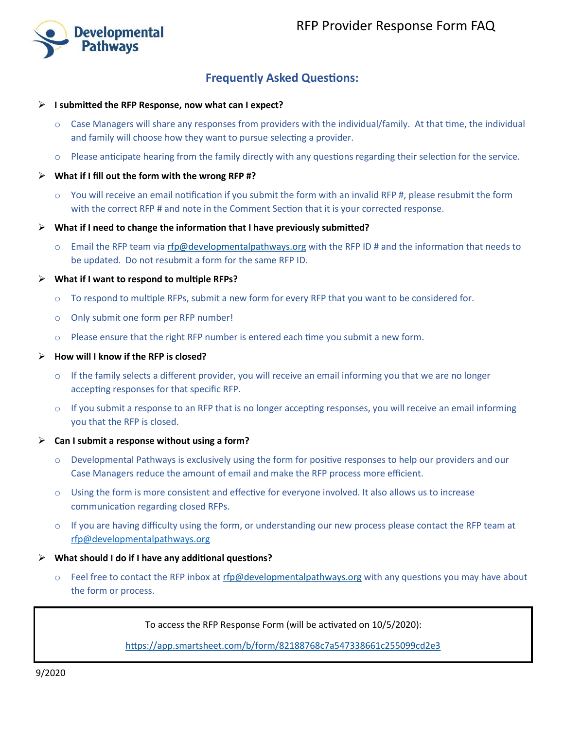# Frequently Asked Questions:

- **I submitted the RFP Response, now what can I expect?**
  - Case Managers will share any responses from providers with the individual/family. At that time, the individual and family will choose how they want to pursue selecting a provider.
  - Please anticipate hearing from the family directly with any questions regarding their selection for the service.
- **What if I fill out the form with the wrong RFP #?**
  - You will receive an email notification if you submit the form with an invalid RFP #, please resubmit the form with the correct RFP # and note in the Comment Section that it is your corrected response.
- **What if I need to change the information that I have previously submitted?**
  - Email the RFP team via rfp@developmentalpathways.org with the RFP ID # and the information that needs to be updated. Do not resubmit a form for the same RFP ID.
- **What if I want to respond to multiple RFPs?**
  - To respond to multiple RFPs, submit a new form for every RFP that you want to be considered for.
  - Only submit one form per RFP number!
  - Please ensure that the right RFP number is entered each time you submit a new form.
- **How will I know if the RFP is closed?**
  - If the family selects a different provider, you will receive an email informing you that we are no longer accepting responses for that specific RFP.
  - If you submit a response to an RFP that is no longer accepting responses, you will receive an email informing you that the RFP is closed.
- **Can I submit a response without using a form?**
  - Developmental Pathways is exclusively using the form for positive responses to help our providers and our Case Managers reduce the amount of email and make the RFP process more efficient.
  - Using the form is more consistent and effective for everyone involved. It also allows us to increase communication regarding closed RFPs.
  - If you are having difficulty using the form, or understanding our new process please contact the RFP team at rfp@developmentalpathways.org
- **What should I do if I have any additional questions?**
  - Feel free to contact the RFP inbox at rfp@developmentalpathways.org with any questions you may have about the form or process.

To access the RFP Response Form (will be activated on 10/5/2020):

https://app.smartsheet.com/b/form/82188768c7a547338661c255099cd2e3

9/2020